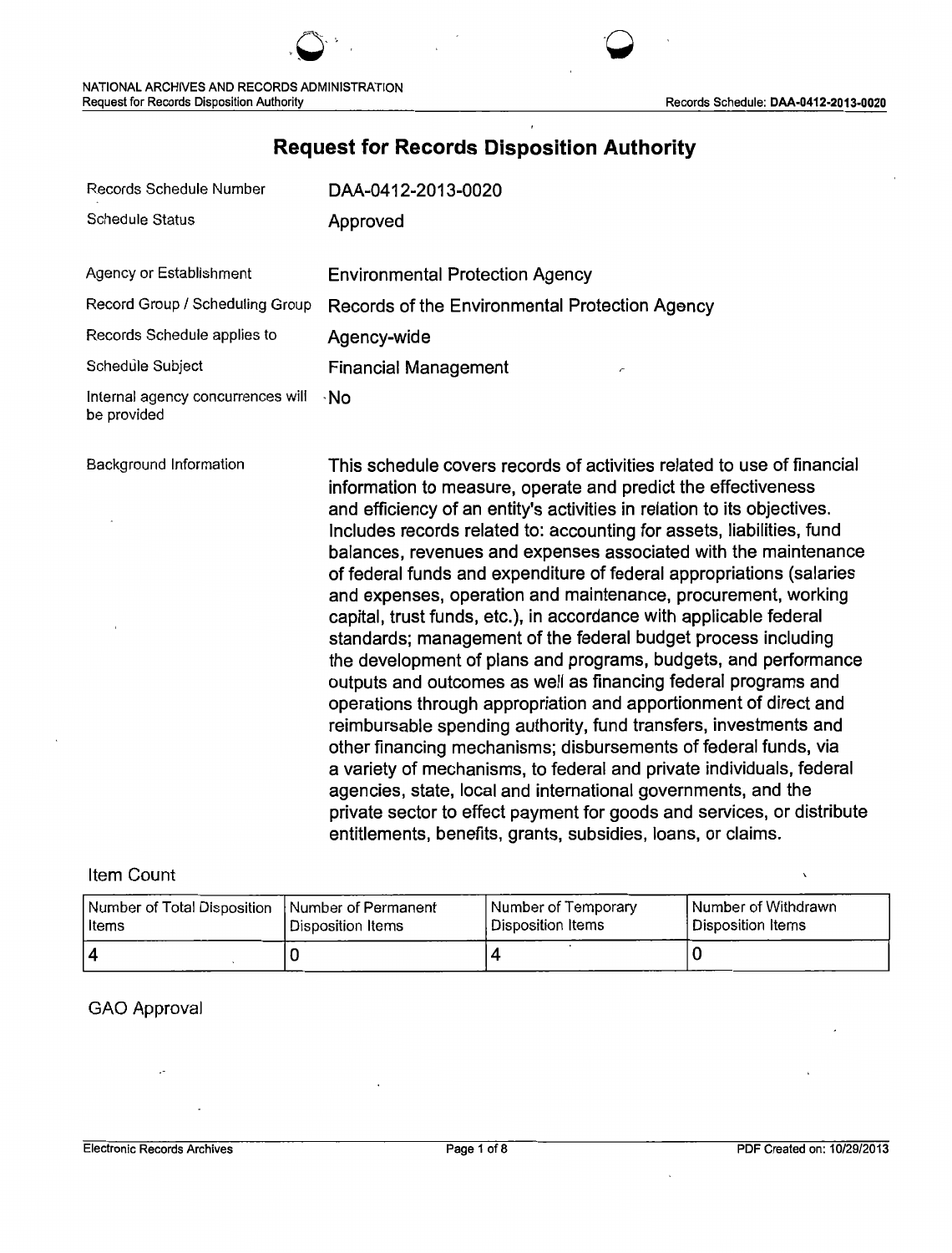# Request for Records Disposition Authority

| | |
|---|---|
| Records Schedule Number | DAA-0412-2013-0020 |
| Schedule Status | Approved |
| Agency or Establishment | Environmental Protection Agency |
| Record Group / Scheduling Group | Records of the Environmental Protection Agency |
| Records Schedule applies to | Agency-wide |
| Schedule Subject | Financial Management |
| Internal agency concurrences will be provided | No |
| Background Information | This schedule covers records of activities related to use of financial information to measure, operate and predict the effectiveness and efficiency of an entity's activities in relation to its objectives. Includes records related to: accounting for assets, liabilities, fund balances, revenues and expenses associated with the maintenance of federal funds and expenditure of federal appropriations (salaries and expenses, operation and maintenance, procurement, working capital, trust funds, etc.), in accordance with applicable federal standards; management of the federal budget process including the development of plans and programs, budgets, and performance outputs and outcomes as well as financing federal programs and operations through appropriation and apportionment of direct and reimbursable spending authority, fund transfers, investments and other financing mechanisms; disbursements of federal funds, via a variety of mechanisms, to federal and private individuals, federal agencies, state, local and international governments, and the private sector to effect payment for goods and services, or distribute entitlements, benefits, grants, subsidies, loans, or claims. |

## Item Count

| Number of Total Disposition Items | Number of Permanent Disposition Items | Number of Temporary Disposition Items | Number of Withdrawn Disposition Items |
|---|---|---|---|
| 4 | 0 | 4 | 0 |

## GAO Approval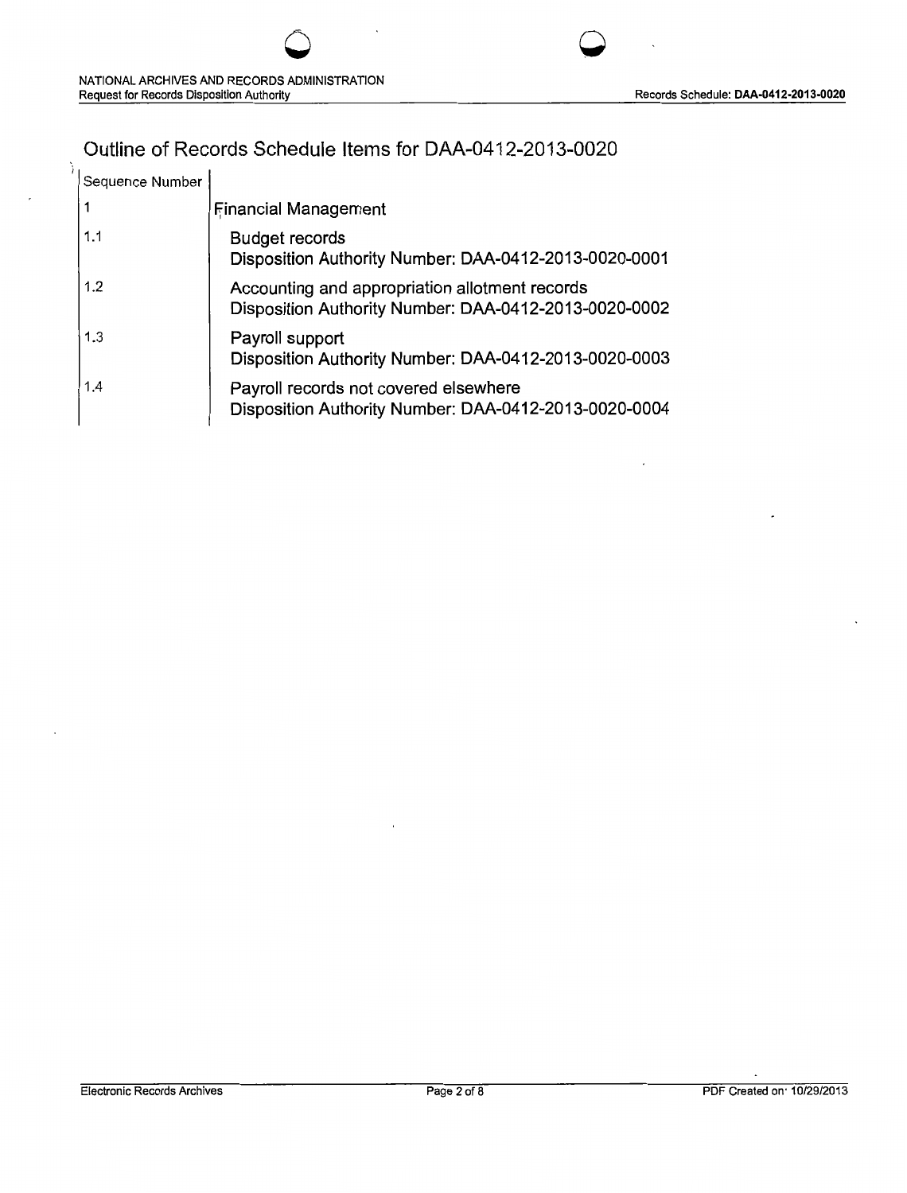# Outline of Records Schedule Items for DAA-0412-2013-0020

| Sequence Number | |
|---|---|
| 1 | Financial Management |
| 1.1 | Budget records<br>Disposition Authority Number: DAA-0412-2013-0020-0001 |
| 1.2 | Accounting and appropriation allotment records<br>Disposition Authority Number: DAA-0412-2013-0020-0002 |
| 1.3 | Payroll support<br>Disposition Authority Number: DAA-0412-2013-0020-0003 |
| 1.4 | Payroll records not covered elsewhere<br>Disposition Authority Number: DAA-0412-2013-0020-0004 |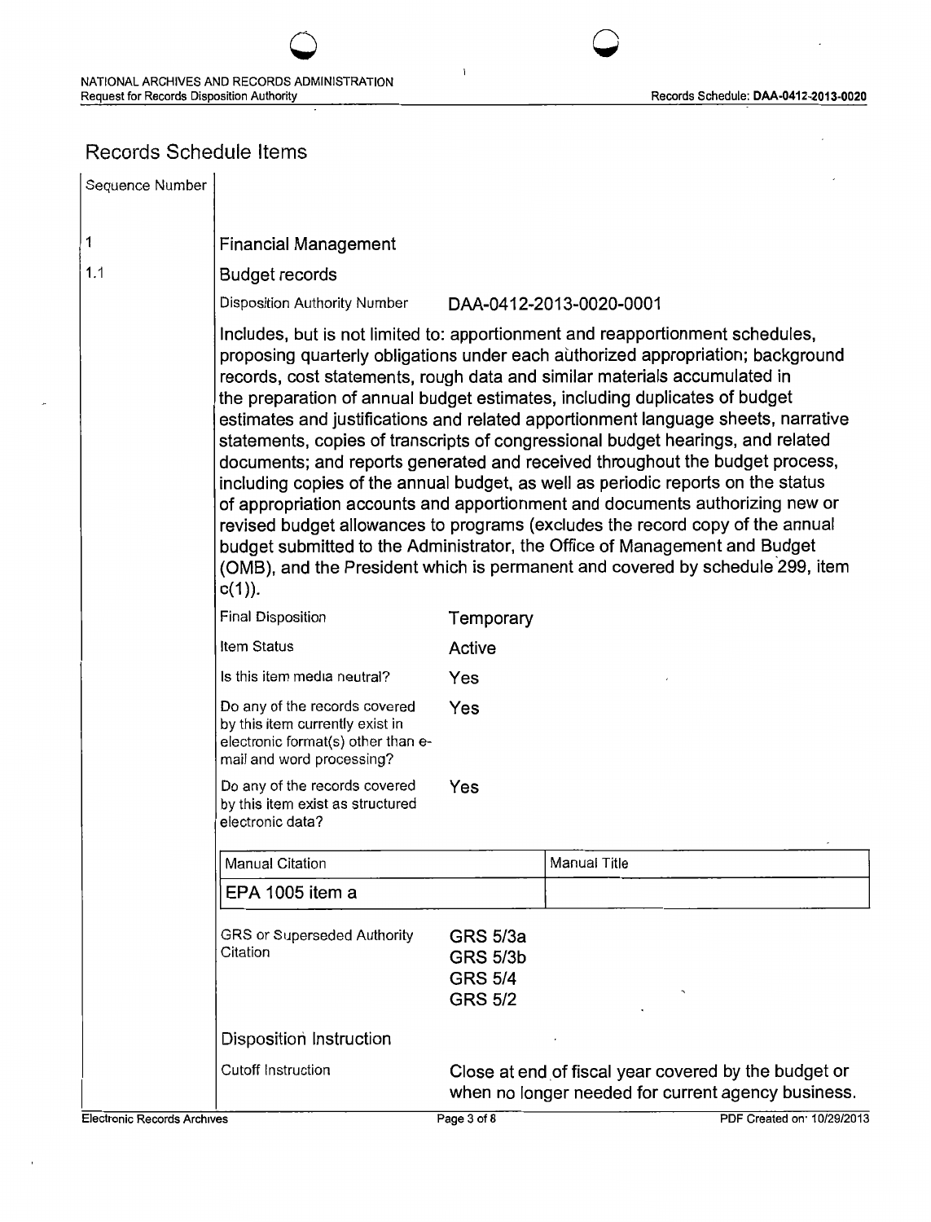## Records Schedule Items

| Sequence Number | |
|---|---|
| 1 | Financial Management |
| 1.1 | Budget records |

Disposition Authority Number: DAA-0412-2013-0020-0001

Includes, but is not limited to: apportionment and reapportionment schedules, proposing quarterly obligations under each authorized appropriation; background records, cost statements, rough data and similar materials accumulated in the preparation of annual budget estimates, including duplicates of budget estimates and justifications and related apportionment language sheets, narrative statements, copies of transcripts of congressional budget hearings, and related documents; and reports generated and received throughout the budget process, including copies of the annual budget, as well as periodic reports on the status of appropriation accounts and apportionment and documents authorizing new or revised budget allowances to programs (excludes the record copy of the annual budget submitted to the Administrator, the Office of Management and Budget (OMB), and the President which is permanent and covered by schedule 299, item c(1)).

| | |
|---|---|
| Final Disposition | Temporary |
| Item Status | Active |
| Is this item media neutral? | Yes |
| Do any of the records covered by this item currently exist in electronic format(s) other than e-mail and word processing? | Yes |
| Do any of the records covered by this item exist as structured electronic data? | Yes |

| Manual Citation | Manual Title |
|---|---|
| EPA 1005 item a | |

GRS or Superseded Authority Citation:
- GRS 5/3a
- GRS 5/3b
- GRS 5/4
- GRS 5/2

### Disposition Instruction

Cutoff Instruction: Close at end of fiscal year covered by the budget or when no longer needed for current agency business.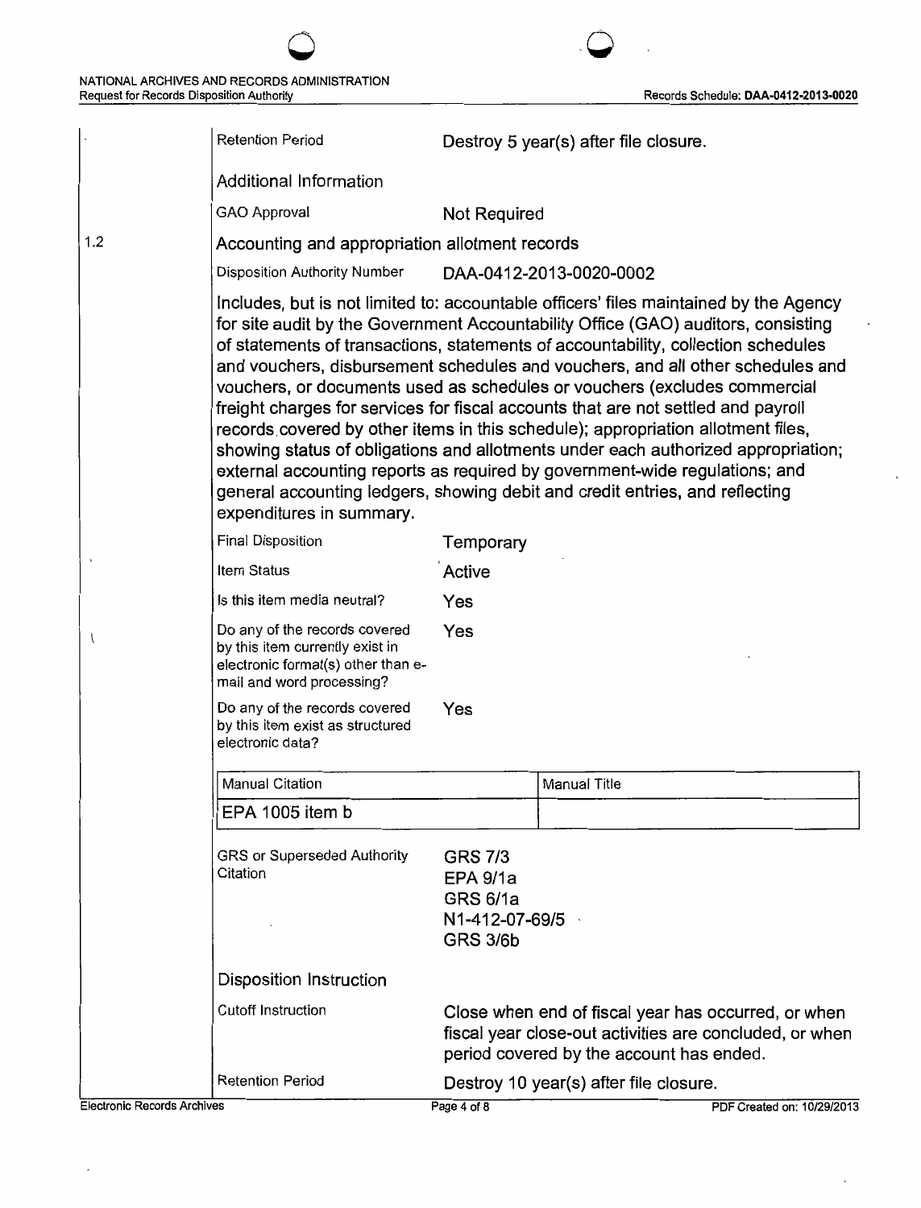Retention Period | Destroy 5 year(s) after file closure.

Additional Information

GAO Approval | Not Required

1.2 Accounting and appropriation allotment records

Disposition Authority Number | DAA-0412-2013-0020-0002

Includes, but is not limited to: accountable officers' files maintained by the Agency for site audit by the Government Accountability Office (GAO) auditors, consisting of statements of transactions, statements of accountability, collection schedules and vouchers, disbursement schedules and vouchers, and all other schedules and vouchers, or documents used as schedules or vouchers (excludes commercial freight charges for services for fiscal accounts that are not settled and payroll records covered by other items in this schedule); appropriation allotment files, showing status of obligations and allotments under each authorized appropriation; external accounting reports as required by government-wide regulations; and general accounting ledgers, showing debit and credit entries, and reflecting expenditures in summary.

| | |
|---|---|
| Final Disposition | Temporary |
| Item Status | Active |
| Is this item media neutral? | Yes |
| Do any of the records covered by this item currently exist in electronic format(s) other than e-mail and word processing? | Yes |
| Do any of the records covered by this item exist as structured electronic data? | Yes |

| Manual Citation | Manual Title |
|---|---|
| EPA 1005 item b | |

GRS or Superseded Authority Citation:
GRS 7/3
EPA 9/1a
GRS 6/1a
N1-412-07-69/5
GRS 3/6b

Disposition Instruction

Cutoff Instruction | Close when end of fiscal year has occurred, or when fiscal year close-out activities are concluded, or when period covered by the account has ended.

Retention Period | Destroy 10 year(s) after file closure.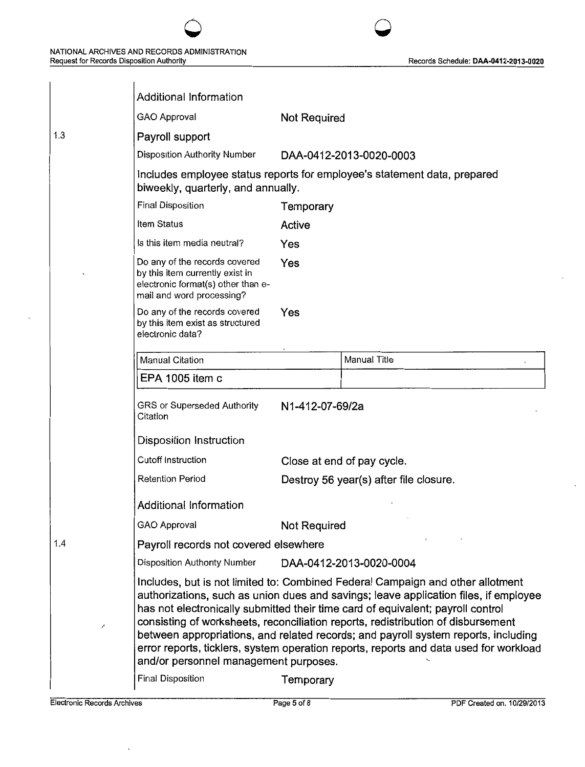Additional Information

GAO Approval: Not Required

1.3 **Payroll support**

Disposition Authority Number: DAA-0412-2013-0020-0003

Includes employee status reports for employee's statement data, prepared biweekly, quarterly, and annually.

| | |
|---|---|
| Final Disposition | Temporary |
| Item Status | Active |
| Is this item media neutral? | Yes |
| Do any of the records covered by this item currently exist in electronic format(s) other than e-mail and word processing? | Yes |
| Do any of the records covered by this item exist as structured electronic data? | Yes |

| Manual Citation | Manual Title |
|---|---|
| EPA 1005 item c | |

GRS or Superseded Authority Citation: N1-412-07-69/2a

Disposition Instruction

| | |
|---|---|
| Cutoff Instruction | Close at end of pay cycle. |
| Retention Period | Destroy 56 year(s) after file closure. |

Additional Information

GAO Approval: Not Required

1.4 **Payroll records not covered elsewhere**

Disposition Authority Number: DAA-0412-2013-0020-0004

Includes, but is not limited to: Combined Federal Campaign and other allotment authorizations, such as union dues and savings; leave application files, if employee has not electronically submitted their time card of equivalent; payroll control consisting of worksheets, reconciliation reports, redistribution of disbursement between appropriations, and related records; and payroll system reports, including error reports, ticklers, system operation reports, reports and data used for workload and/or personnel management purposes.

Final Disposition: Temporary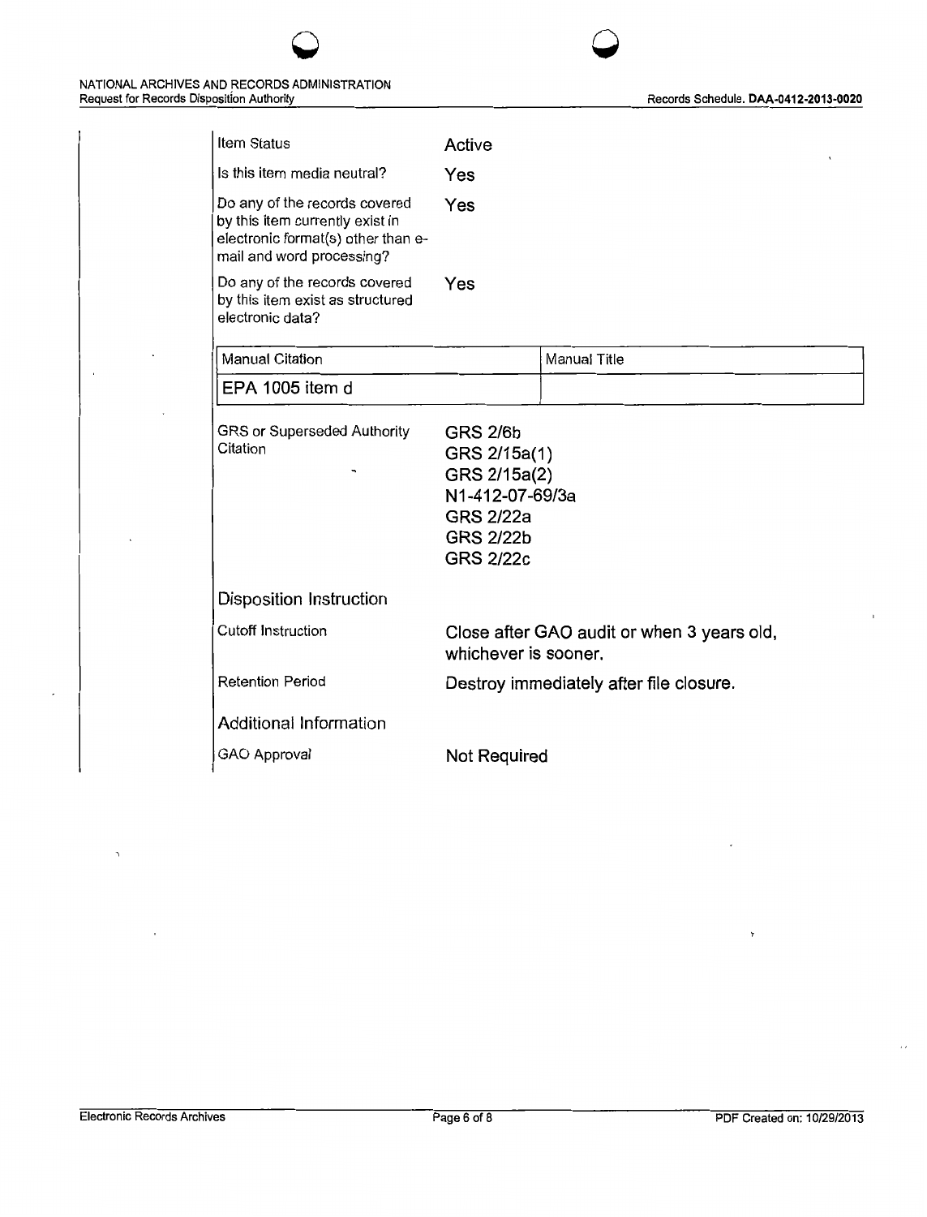| | |
|---|---|
| Item Status | Active |
| Is this item media neutral? | Yes |
| Do any of the records covered by this item currently exist in electronic format(s) other than e-mail and word processing? | Yes |
| Do any of the records covered by this item exist as structured electronic data? | Yes |

| Manual Citation | Manual Title |
|---|---|
| EPA 1005 item d | |

| | |
|---|---|
| GRS or Superseded Authority Citation | GRS 2/6b<br>GRS 2/15a(1)<br>GRS 2/15a(2)<br>N1-412-07-69/3a<br>GRS 2/22a<br>GRS 2/22b<br>GRS 2/22c |

### Disposition Instruction

| | |
|---|---|
| Cutoff Instruction | Close after GAO audit or when 3 years old, whichever is sooner. |
| Retention Period | Destroy immediately after file closure. |

### Additional Information

| | |
|---|---|
| GAO Approval | Not Required |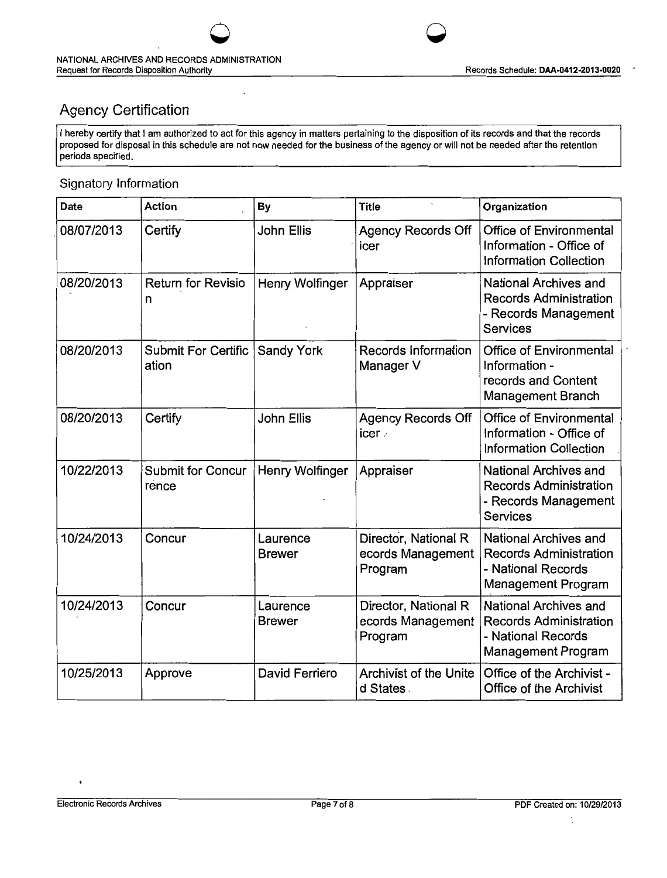## Agency Certification

I hereby certify that I am authorized to act for this agency in matters pertaining to the disposition of its records and that the records proposed for disposal in this schedule are not now needed for the business of the agency or will not be needed after the retention periods specified.

### Signatory Information

| Date | Action | By | Title | Organization |
|---|---|---|---|---|
| 08/07/2013 | Certify | John Ellis | Agency Records Officer | Office of Environmental Information - Office of Information Collection |
| 08/20/2013 | Return for Revision | Henry Wolfinger | Appraiser | National Archives and Records Administration - Records Management Services |
| 08/20/2013 | Submit For Certification | Sandy York | Records Information Manager V | Office of Environmental Information - records and Content Management Branch |
| 08/20/2013 | Certify | John Ellis | Agency Records Officer | Office of Environmental Information - Office of Information Collection |
| 10/22/2013 | Submit for Concurrence | Henry Wolfinger | Appraiser | National Archives and Records Administration - Records Management Services |
| 10/24/2013 | Concur | Laurence Brewer | Director, National Records Management Program | National Archives and Records Administration - National Records Management Program |
| 10/24/2013 | Concur | Laurence Brewer | Director, National Records Management Program | National Archives and Records Administration - National Records Management Program |
| 10/25/2013 | Approve | David Ferriero | Archivist of the United States | Office of the Archivist - Office of the Archivist |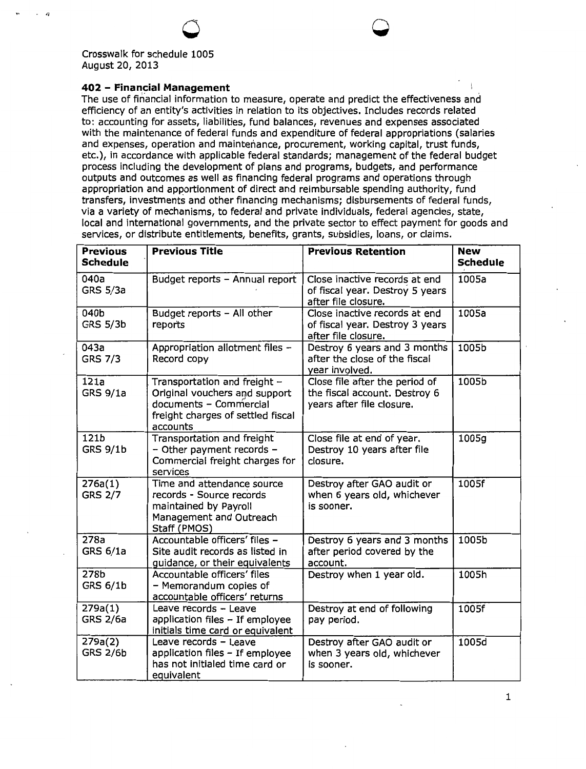Crosswalk for schedule 1005
August 20, 2013

**402 – Financial Management**
The use of financial information to measure, operate and predict the effectiveness and efficiency of an entity's activities in relation to its objectives. Includes records related to: accounting for assets, liabilities, fund balances, revenues and expenses associated with the maintenance of federal funds and expenditure of federal appropriations (salaries and expenses, operation and maintenance, procurement, working capital, trust funds, etc.), in accordance with applicable federal standards; management of the federal budget process including the development of plans and programs, budgets, and performance outputs and outcomes as well as financing federal programs and operations through appropriation and apportionment of direct and reimbursable spending authority, fund transfers, investments and other financing mechanisms; disbursements of federal funds, via a variety of mechanisms, to federal and private individuals, federal agencies, state, local and international governments, and the private sector to effect payment for goods and services, or distribute entitlements, benefits, grants, subsidies, loans, or claims.

| Previous Schedule | Previous Title | Previous Retention | New Schedule |
|---|---|---|---|
| 040a GRS 5/3a | Budget reports – Annual report | Close inactive records at end of fiscal year. Destroy 5 years after file closure. | 1005a |
| 040b GRS 5/3b | Budget reports – All other reports | Close inactive records at end of fiscal year. Destroy 3 years after file closure. | 1005a |
| 043a GRS 7/3 | Appropriation allotment files – Record copy | Destroy 6 years and 3 months after the close of the fiscal year involved. | 1005b |
| 121a GRS 9/1a | Transportation and freight – Original vouchers and support documents – Commercial freight charges of settled fiscal accounts | Close file after the period of the fiscal account. Destroy 6 years after file closure. | 1005b |
| 121b GRS 9/1b | Transportation and freight – Other payment records – Commercial freight charges for services | Close file at end of year. Destroy 10 years after file closure. | 1005g |
| 276a(1) GRS 2/7 | Time and attendance source records - Source records maintained by Payroll Management and Outreach Staff (PMOS) | Destroy after GAO audit or when 6 years old, whichever is sooner. | 1005f |
| 278a GRS 6/1a | Accountable officers' files – Site audit records as listed in guidance, or their equivalents | Destroy 6 years and 3 months after period covered by the account. | 1005b |
| 278b GRS 6/1b | Accountable officers' files – Memorandum copies of accountable officers' returns | Destroy when 1 year old. | 1005h |
| 279a(1) GRS 2/6a | Leave records – Leave application files – If employee initials time card or equivalent | Destroy at end of following pay period. | 1005f |
| 279a(2) GRS 2/6b | Leave records – Leave application files – If employee has not initialed time card or equivalent | Destroy after GAO audit or when 3 years old, whichever is sooner. | 1005d |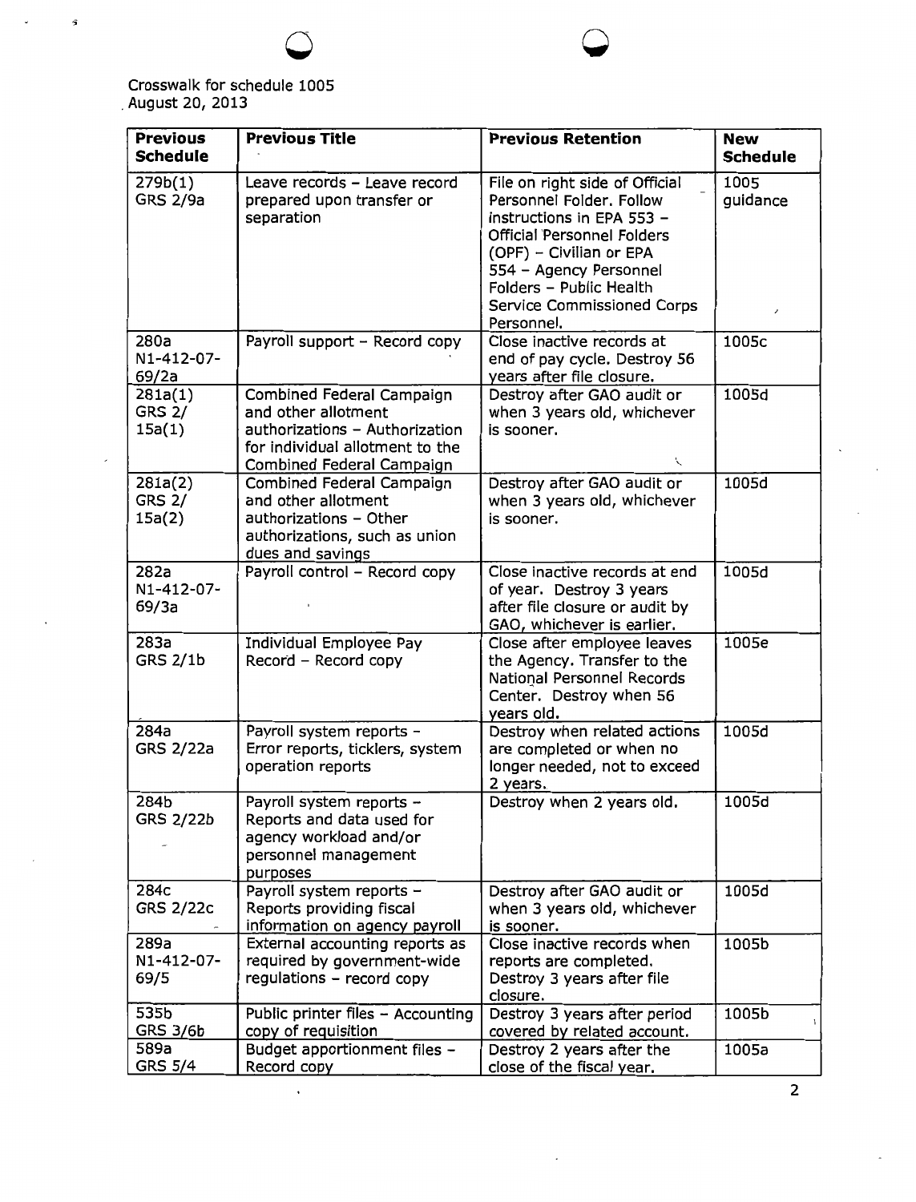Crosswalk for schedule 1005
August 20, 2013

| Previous Schedule | Previous Title | Previous Retention | New Schedule |
|---|---|---|---|
| 279b(1) GRS 2/9a | Leave records – Leave record prepared upon transfer or separation | File on right side of Official Personnel Folder. Follow instructions in EPA 553 – Official Personnel Folders (OPF) – Civilian or EPA 554 – Agency Personnel Folders – Public Health Service Commissioned Corps Personnel. | 1005 guidance |
| 280a N1-412-07-69/2a | Payroll support – Record copy | Close inactive records at end of pay cycle. Destroy 56 years after file closure. | 1005c |
| 281a(1) GRS 2/ 15a(1) | Combined Federal Campaign and other allotment authorizations – Authorization for individual allotment to the Combined Federal Campaign | Destroy after GAO audit or when 3 years old, whichever is sooner. | 1005d |
| 281a(2) GRS 2/ 15a(2) | Combined Federal Campaign and other allotment authorizations – Other authorizations, such as union dues and savings | Destroy after GAO audit or when 3 years old, whichever is sooner. | 1005d |
| 282a N1-412-07-69/3a | Payroll control – Record copy | Close inactive records at end of year. Destroy 3 years after file closure or audit by GAO, whichever is earlier. | 1005d |
| 283a GRS 2/1b | Individual Employee Pay Record – Record copy | Close after employee leaves the Agency. Transfer to the National Personnel Records Center. Destroy when 56 years old. | 1005e |
| 284a GRS 2/22a | Payroll system reports – Error reports, ticklers, system operation reports | Destroy when related actions are completed or when no longer needed, not to exceed 2 years. | 1005d |
| 284b GRS 2/22b | Payroll system reports – Reports and data used for agency workload and/or personnel management purposes | Destroy when 2 years old. | 1005d |
| 284c GRS 2/22c | Payroll system reports – Reports providing fiscal information on agency payroll | Destroy after GAO audit or when 3 years old, whichever is sooner. | 1005d |
| 289a N1-412-07-69/5 | External accounting reports as required by government-wide regulations – record copy | Close inactive records when reports are completed. Destroy 3 years after file closure. | 1005b |
| 535b GRS 3/6b | Public printer files – Accounting copy of requisition | Destroy 3 years after period covered by related account. | 1005b |
| 589a GRS 5/4 | Budget apportionment files – Record copy | Destroy 2 years after the close of the fiscal year. | 1005a |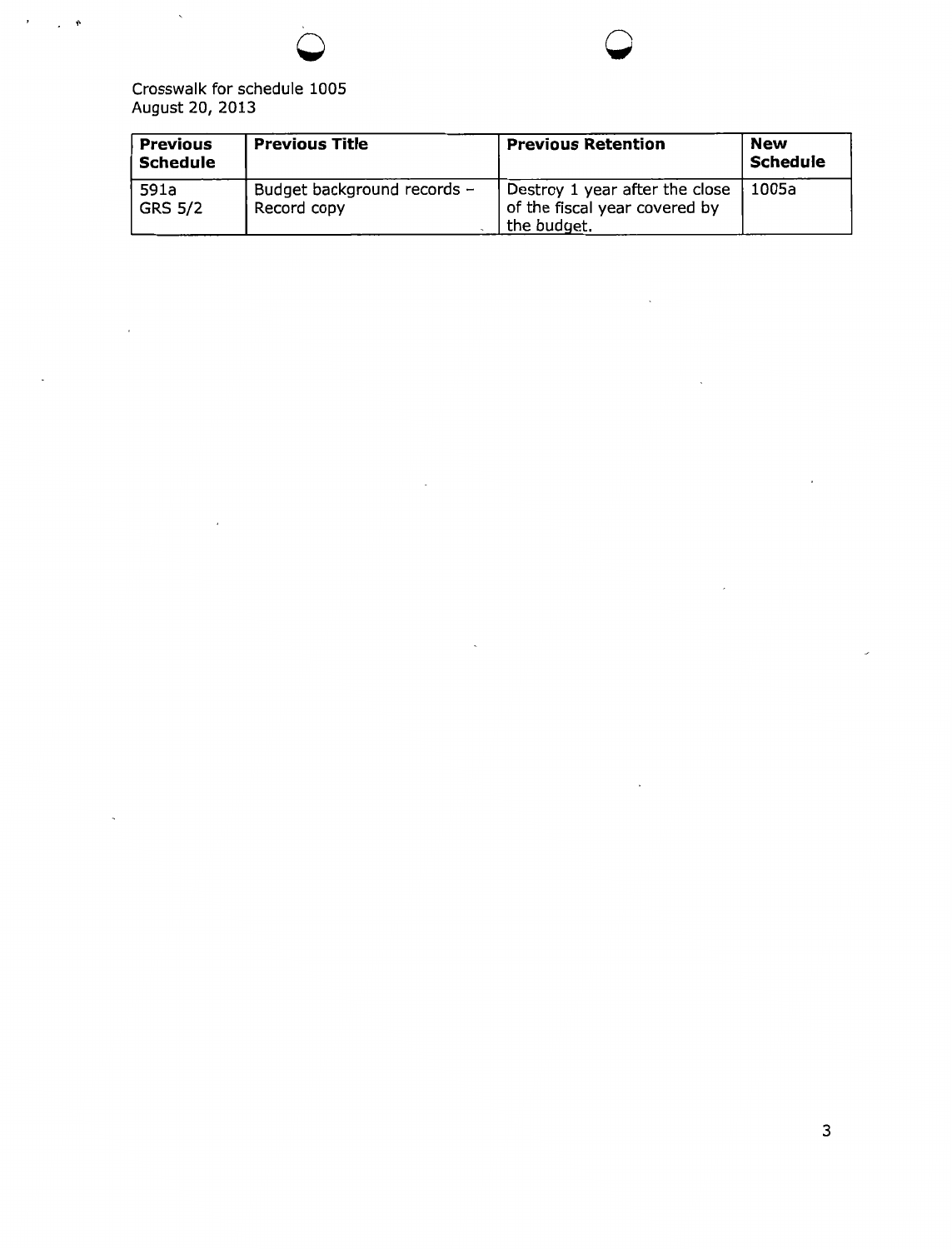Crosswalk for schedule 1005
August 20, 2013

| Previous Schedule | Previous Title | Previous Retention | New Schedule |
|---|---|---|---|
| 591a<br>GRS 5/2 | Budget background records – Record copy | Destroy 1 year after the close of the fiscal year covered by the budget. | 1005a |